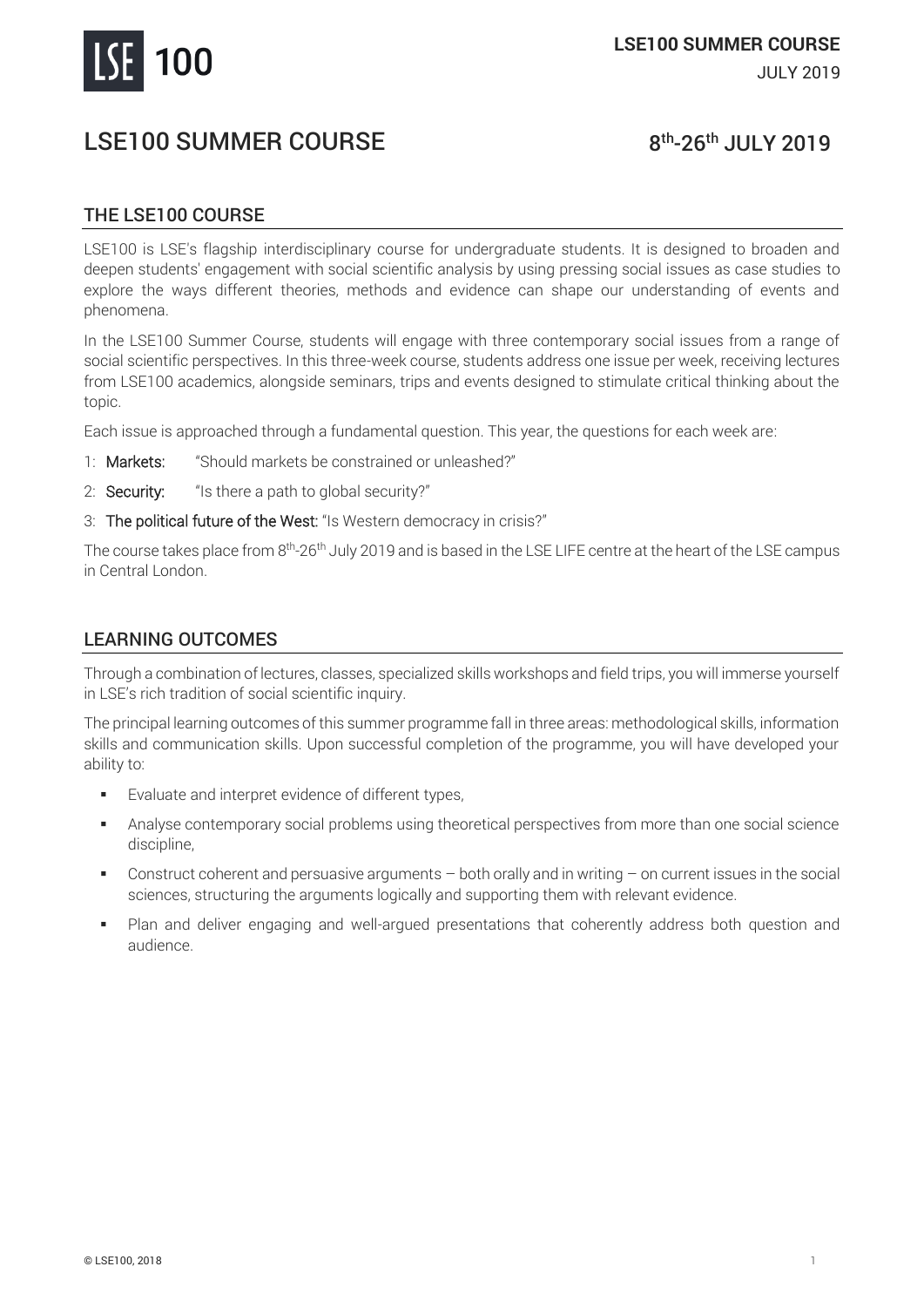# LSE100 SUMMER COURSE

8th-26th JULY 2019

## THE LSE100 COURSE

LSE100 is LSE's flagship interdisciplinary course for undergraduate students. It is designed to broaden and deepen students' engagement with social scientific analysis by using pressing social issues as case studies to explore the ways different theories, methods and evidence can shape our understanding of events and phenomena.

In the LSE100 Summer Course, students will engage with three contemporary social issues from a range of social scientific perspectives. In this three-week course, students address one issue per week, receiving lectures from LSE100 academics, alongside seminars, trips and events designed to stimulate critical thinking about the topic.

Each issue is approached through a fundamental question. This year, the questions for each week are:

1: **Markets:** "Should markets be constrained or unleashed?"

2: **Security:** "Is there a path to global security?"

3: **The political future of the West:** "Is Western democracy in crisis?"

The course takes place from 8th-26th July 2019 and is based in the LSE LIFE centre at the heart of the LSE campus in Central London.

## LEARNING OUTCOMES

Through a combination of lectures, classes, specialized skills workshops and field trips, you will immerse yourself in LSE's rich tradition of social scientific inquiry.

The principal learning outcomes of this summer programme fall in three areas: methodological skills, information skills and communication skills. Upon successful completion of the programme, you will have developed your ability to:

- Evaluate and interpret evidence of different types,
- Analyse contemporary social problems using theoretical perspectives from more than one social science discipline,
- Construct coherent and persuasive arguments – both orally and in writing – on current issues in the social sciences, structuring the arguments logically and supporting them with relevant evidence.
- Plan and deliver engaging and well-argued presentations that coherently address both question and audience.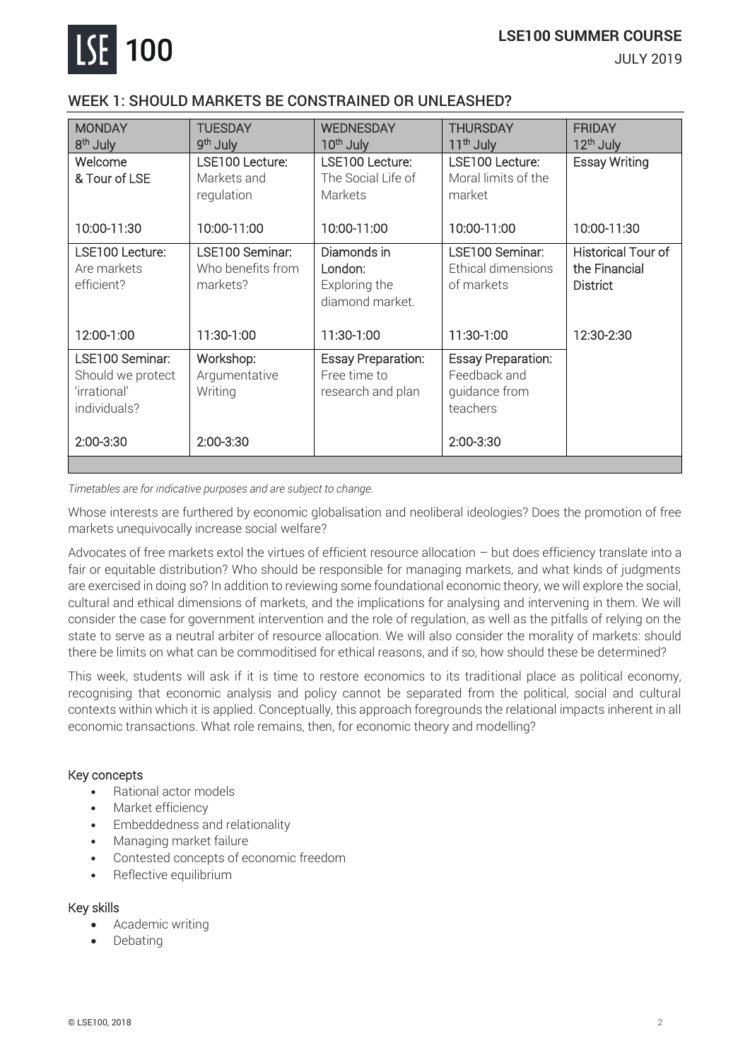## WEEK 1: SHOULD MARKETS BE CONSTRAINED OR UNLEASHED?

| MONDAY 8th July | TUESDAY 9th July | WEDNESDAY 10th July | THURSDAY 11th July | FRIDAY 12th July |
|---|---|---|---|---|
| Welcome & Tour of LSE<br><br>10:00-11:30 | LSE100 Lecture: Markets and regulation<br><br>10:00-11:00 | LSE100 Lecture: The Social Life of Markets<br><br>10:00-11:00 | LSE100 Lecture: Moral limits of the market<br><br>10:00-11:00 | Essay Writing<br><br>10:00-11:30 |
| LSE100 Lecture: Are markets efficient?<br><br>12:00-1:00 | LSE100 Seminar: Who benefits from markets?<br><br>11:30-1:00 | Diamonds in London: Exploring the diamond market.<br><br>11:30-1:00 | LSE100 Seminar: Ethical dimensions of markets<br><br>11:30-1:00 | Historical Tour of the Financial District<br><br>12:30-2:30 |
| LSE100 Seminar: Should we protect 'irrational' individuals?<br><br>2:00-3:30 | Workshop: Argumentative Writing<br><br>2:00-3:30 | Essay Preparation: Free time to research and plan | Essay Preparation: Feedback and guidance from teachers<br><br>2:00-3:30 | |

*Timetables are for indicative purposes and are subject to change.*

Whose interests are furthered by economic globalisation and neoliberal ideologies? Does the promotion of free markets unequivocally increase social welfare?

Advocates of free markets extol the virtues of efficient resource allocation – but does efficiency translate into a fair or equitable distribution? Who should be responsible for managing markets, and what kinds of judgments are exercised in doing so? In addition to reviewing some foundational economic theory, we will explore the social, cultural and ethical dimensions of markets, and the implications for analysing and intervening in them. We will consider the case for government intervention and the role of regulation, as well as the pitfalls of relying on the state to serve as a neutral arbiter of resource allocation. We will also consider the morality of markets: should there be limits on what can be commoditised for ethical reasons, and if so, how should these be determined?

This week, students will ask if it is time to restore economics to its traditional place as political economy, recognising that economic analysis and policy cannot be separated from the political, social and cultural contexts within which it is applied. Conceptually, this approach foregrounds the relational impacts inherent in all economic transactions. What role remains, then, for economic theory and modelling?

### Key concepts

- Rational actor models
- Market efficiency
- Embeddedness and relationality
- Managing market failure
- Contested concepts of economic freedom
- Reflective equilibrium

### Key skills

- Academic writing
- Debating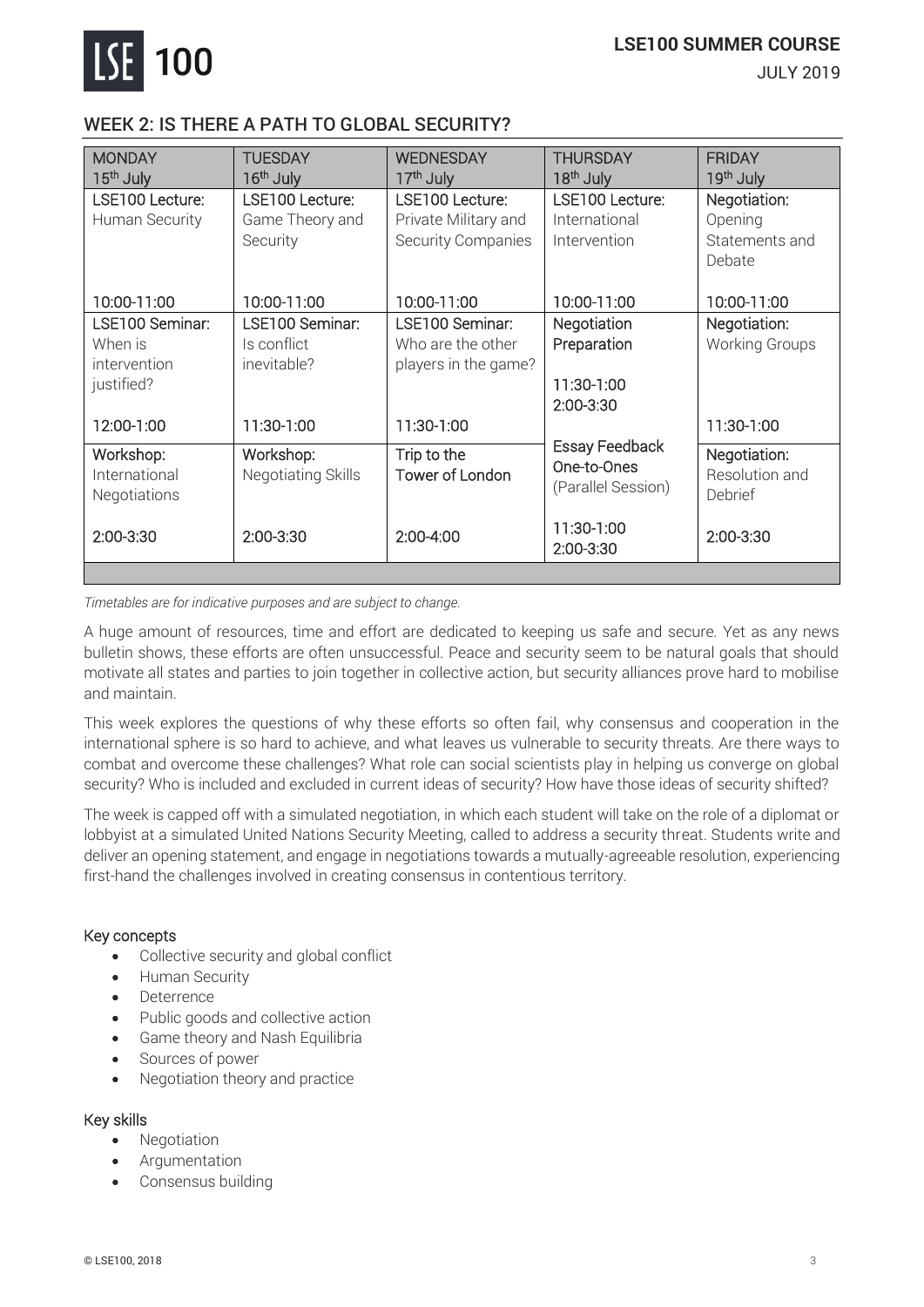## WEEK 2: IS THERE A PATH TO GLOBAL SECURITY?

| MONDAY 15th July | TUESDAY 16th July | WEDNESDAY 17th July | THURSDAY 18th July | FRIDAY 19th July |
|---|---|---|---|---|
| LSE100 Lecture: Human Security<br><br>10:00-11:00 | LSE100 Lecture: Game Theory and Security<br><br>10:00-11:00 | LSE100 Lecture: Private Military and Security Companies<br><br>10:00-11:00 | LSE100 Lecture: International Intervention<br><br>10:00-11:00 | Negotiation: Opening Statements and Debate<br><br>10:00-11:00 |
| LSE100 Seminar: When is intervention justified?<br><br>12:00-1:00 | LSE100 Seminar: Is conflict inevitable?<br><br>11:30-1:00 | LSE100 Seminar: Who are the other players in the game?<br><br>11:30-1:00 | Negotiation Preparation<br><br>11:30-1:00<br>2:00-3:30 | Negotiation: Working Groups<br><br>11:30-1:00 |
| Workshop: International Negotiations<br><br>2:00-3:30 | Workshop: Negotiating Skills<br><br>2:00-3:30 | Trip to the Tower of London<br><br>2:00-4:00 | Essay Feedback One-to-Ones (Parallel Session)<br><br>11:30-1:00<br>2:00-3:30 | Negotiation: Resolution and Debrief<br><br>2:00-3:30 |

*Timetables are for indicative purposes and are subject to change.*

A huge amount of resources, time and effort are dedicated to keeping us safe and secure. Yet as any news bulletin shows, these efforts are often unsuccessful. Peace and security seem to be natural goals that should motivate all states and parties to join together in collective action, but security alliances prove hard to mobilise and maintain.

This week explores the questions of why these efforts so often fail, why consensus and cooperation in the international sphere is so hard to achieve, and what leaves us vulnerable to security threats. Are there ways to combat and overcome these challenges? What role can social scientists play in helping us converge on global security? Who is included and excluded in current ideas of security? How have those ideas of security shifted?

The week is capped off with a simulated negotiation, in which each student will take on the role of a diplomat or lobbyist at a simulated United Nations Security Meeting, called to address a security threat. Students write and deliver an opening statement, and engage in negotiations towards a mutually-agreeable resolution, experiencing first-hand the challenges involved in creating consensus in contentious territory.

### Key concepts

- Collective security and global conflict
- Human Security
- Deterrence
- Public goods and collective action
- Game theory and Nash Equilibria
- Sources of power
- Negotiation theory and practice

### Key skills

- Negotiation
- Argumentation
- Consensus building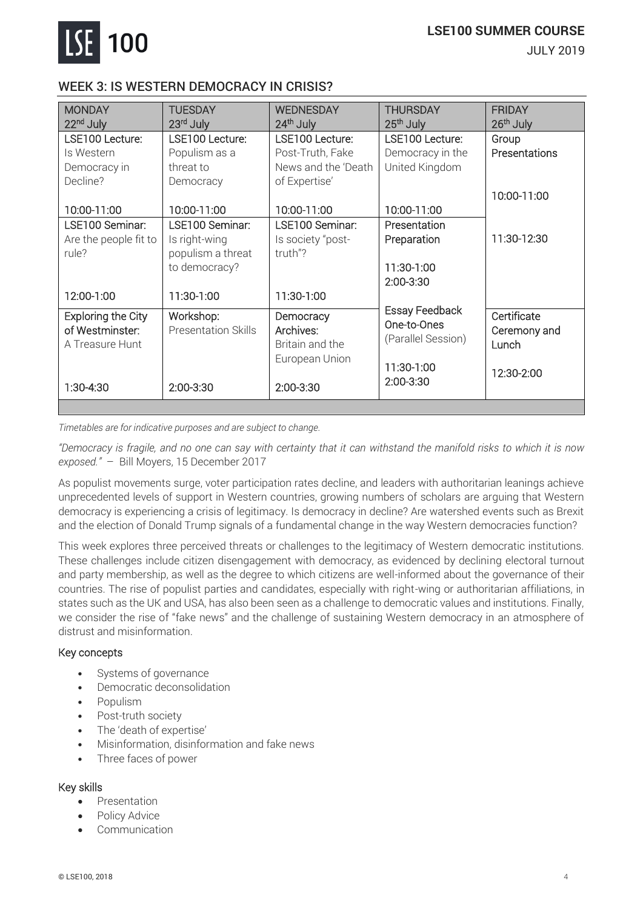# LSE100 SUMMER COURSE

JULY 2019

## WEEK 3: IS WESTERN DEMOCRACY IN CRISIS?

| MONDAY 22nd July | TUESDAY 23rd July | WEDNESDAY 24th July | THURSDAY 25th July | FRIDAY 26th July |
|---|---|---|---|---|
| LSE100 Lecture: Is Western Democracy in Decline? 10:00-11:00 | LSE100 Lecture: Populism as a threat to Democracy 10:00-11:00 | LSE100 Lecture: Post-Truth, Fake News and the 'Death of Expertise' 10:00-11:00 | LSE100 Lecture: Democracy in the United Kingdom 10:00-11:00 | Group Presentations 10:00-11:00 11:30-12:30 |
| LSE100 Seminar: Are the people fit to rule? 12:00-1:00 | LSE100 Seminar: Is right-wing populism a threat to democracy? 11:30-1:00 | LSE100 Seminar: Is society "post-truth"? 11:30-1:00 | Presentation Preparation 11:30-1:00 2:00-3:30 | |
| Exploring the City of Westminster: A Treasure Hunt 1:30-4:30 | Workshop: Presentation Skills 2:00-3:30 | Democracy Archives: Britain and the European Union 2:00-3:30 | Essay Feedback One-to-Ones (Parallel Session) 11:30-1:00 2:00-3:30 | Certificate Ceremony and Lunch 12:30-2:00 |

*Timetables are for indicative purposes and are subject to change.*

*"Democracy is fragile, and no one can say with certainty that it can withstand the manifold risks to which it is now exposed."* – Bill Moyers, 15 December 2017

As populist movements surge, voter participation rates decline, and leaders with authoritarian leanings achieve unprecedented levels of support in Western countries, growing numbers of scholars are arguing that Western democracy is experiencing a crisis of legitimacy. Is democracy in decline? Are watershed events such as Brexit and the election of Donald Trump signals of a fundamental change in the way Western democracies function?

This week explores three perceived threats or challenges to the legitimacy of Western democratic institutions. These challenges include citizen disengagement with democracy, as evidenced by declining electoral turnout and party membership, as well as the degree to which citizens are well-informed about the governance of their countries. The rise of populist parties and candidates, especially with right-wing or authoritarian affiliations, in states such as the UK and USA, has also been seen as a challenge to democratic values and institutions. Finally, we consider the rise of "fake news" and the challenge of sustaining Western democracy in an atmosphere of distrust and misinformation.

### Key concepts

- Systems of governance
- Democratic deconsolidation
- Populism
- Post-truth society
- The 'death of expertise'
- Misinformation, disinformation and fake news
- Three faces of power

### Key skills

- Presentation
- Policy Advice
- Communication

© LSE100, 2018